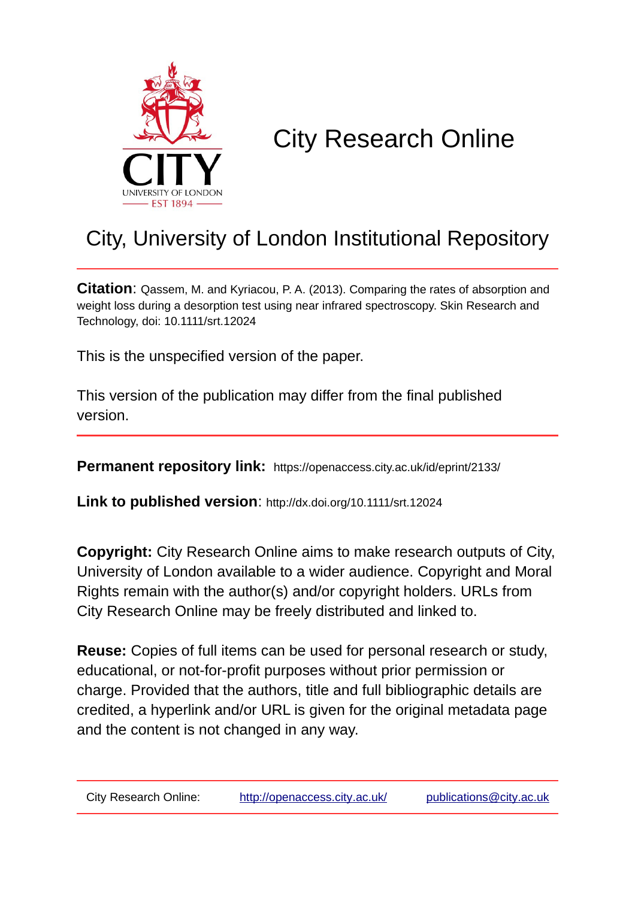# City Research Online

## City, University of London Institutional Repository

**Citation**: Qassem, M. and Kyriacou, P. A. (2013). Comparing the rates of absorption and weight loss during a desorption test using near infrared spectroscopy. Skin Research and Technology, doi: 10.1111/srt.12024

This is the unspecified version of the paper.

This version of the publication may differ from the final published version.

**Permanent repository link:** https://openaccess.city.ac.uk/id/eprint/2133/

**Link to published version**: http://dx.doi.org/10.1111/srt.12024

**Copyright:** City Research Online aims to make research outputs of City, University of London available to a wider audience. Copyright and Moral Rights remain with the author(s) and/or copyright holders. URLs from City Research Online may be freely distributed and linked to.

**Reuse:** Copies of full items can be used for personal research or study, educational, or not-for-profit purposes without prior permission or charge. Provided that the authors, title and full bibliographic details are credited, a hyperlink and/or URL is given for the original metadata page and the content is not changed in any way.

City Research Online: http://openaccess.city.ac.uk/ publications@city.ac.uk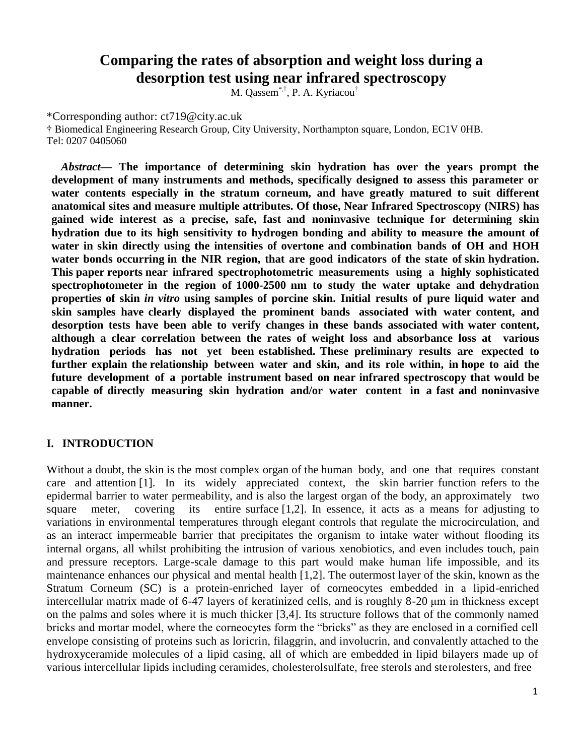# Comparing the rates of absorption and weight loss during a desorption test using near infrared spectroscopy

M. Qassem[*,†], P. A. Kyriacou[†]

*Corresponding author: ct719@city.ac.uk

† Biomedical Engineering Research Group, City University, Northampton square, London, EC1V 0HB. Tel: 0207 0405060

***Abstract*— The importance of determining skin hydration has over the years prompt the development of many instruments and methods, specifically designed to assess this parameter or water contents especially in the stratum corneum, and have greatly matured to suit different anatomical sites and measure multiple attributes. Of those, Near Infrared Spectroscopy (NIRS) has gained wide interest as a precise, safe, fast and noninvasive technique for determining skin hydration due to its high sensitivity to hydrogen bonding and ability to measure the amount of water in skin directly using the intensities of overtone and combination bands of OH and HOH water bonds occurring in the NIR region, that are good indicators of the state of skin hydration. This paper reports near infrared spectrophotometric measurements using a highly sophisticated spectrophotometer in the region of 1000-2500 nm to study the water uptake and dehydration properties of skin *in vitro* using samples of porcine skin. Initial results of pure liquid water and skin samples have clearly displayed the prominent bands associated with water content, and desorption tests have been able to verify changes in these bands associated with water content, although a clear correlation between the rates of weight loss and absorbance loss at various hydration periods has not yet been established. These preliminary results are expected to further explain the relationship between water and skin, and its role within, in hope to aid the future development of a portable instrument based on near infrared spectroscopy that would be capable of directly measuring skin hydration and/or water content in a fast and noninvasive manner.**

## I. INTRODUCTION

Without a doubt, the skin is the most complex organ of the human body, and one that requires constant care and attention [1]. In its widely appreciated context, the skin barrier function refers to the epidermal barrier to water permeability, and is also the largest organ of the body, an approximately two square meter, covering its entire surface [1,2]. In essence, it acts as a means for adjusting to variations in environmental temperatures through elegant controls that regulate the microcirculation, and as an interact impermeable barrier that precipitates the organism to intake water without flooding its internal organs, all whilst prohibiting the intrusion of various xenobiotics, and even includes touch, pain and pressure receptors. Large-scale damage to this part would make human life impossible, and its maintenance enhances our physical and mental health [1,2]. The outermost layer of the skin, known as the Stratum Corneum (SC) is a protein-enriched layer of corneocytes embedded in a lipid-enriched intercellular matrix made of 6-47 layers of keratinized cells, and is roughly 8-20 μm in thickness except on the palms and soles where it is much thicker [3,4]. Its structure follows that of the commonly named bricks and mortar model, where the corneocytes form the "bricks" as they are enclosed in a cornified cell envelope consisting of proteins such as loricrin, filaggrin, and involucrin, and convalently attached to the hydroxyceramide molecules of a lipid casing, all of which are embedded in lipid bilayers made up of various intercellular lipids including ceramides, cholesterolsulfate, free sterols and sterolesters, and free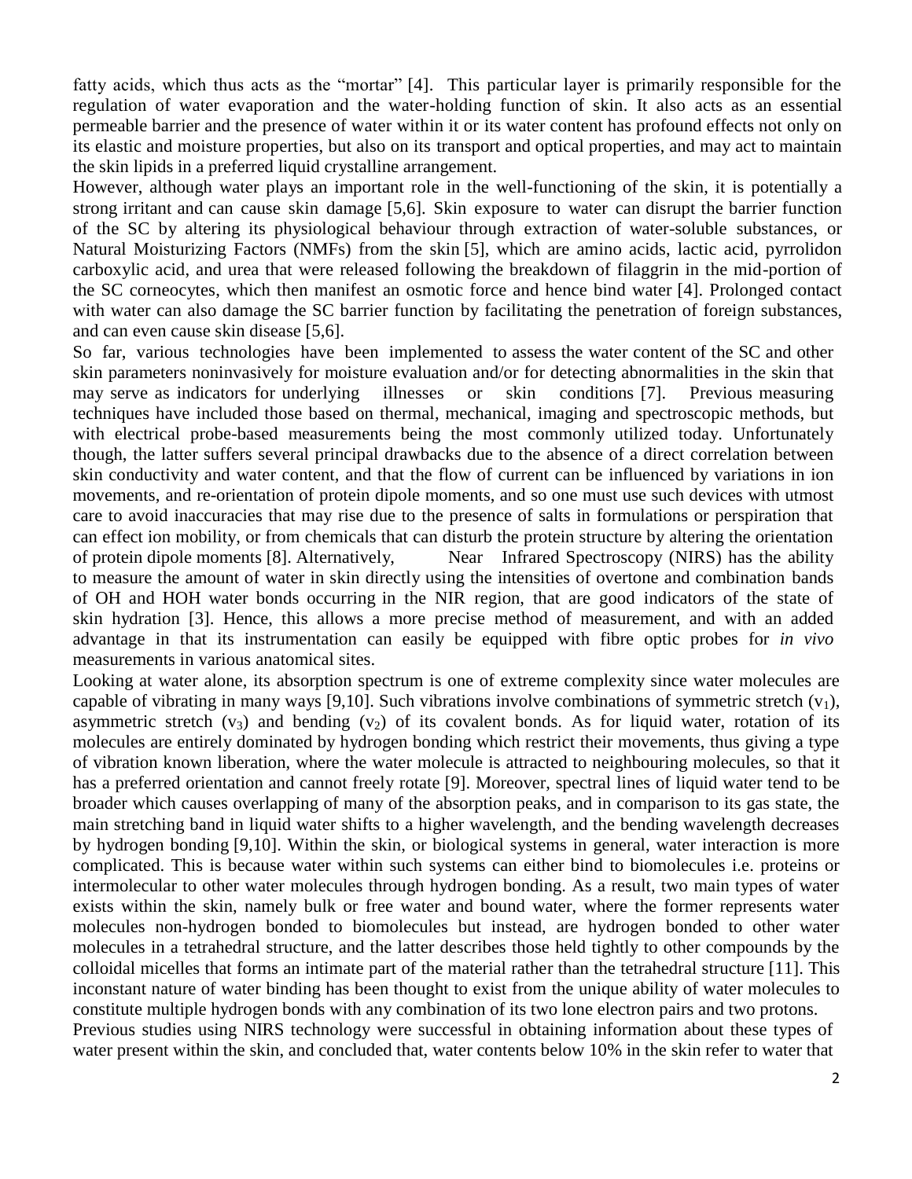fatty acids, which thus acts as the "mortar" [4]. This particular layer is primarily responsible for the regulation of water evaporation and the water-holding function of skin. It also acts as an essential permeable barrier and the presence of water within it or its water content has profound effects not only on its elastic and moisture properties, but also on its transport and optical properties, and may act to maintain the skin lipids in a preferred liquid crystalline arrangement.

However, although water plays an important role in the well-functioning of the skin, it is potentially a strong irritant and can cause skin damage [5,6]. Skin exposure to water can disrupt the barrier function of the SC by altering its physiological behaviour through extraction of water-soluble substances, or Natural Moisturizing Factors (NMFs) from the skin [5], which are amino acids, lactic acid, pyrrolidon carboxylic acid, and urea that were released following the breakdown of filaggrin in the mid-portion of the SC corneocytes, which then manifest an osmotic force and hence bind water [4]. Prolonged contact with water can also damage the SC barrier function by facilitating the penetration of foreign substances, and can even cause skin disease [5,6].

So far, various technologies have been implemented to assess the water content of the SC and other skin parameters noninvasively for moisture evaluation and/or for detecting abnormalities in the skin that may serve as indicators for underlying illnesses or skin conditions [7]. Previous measuring techniques have included those based on thermal, mechanical, imaging and spectroscopic methods, but with electrical probe-based measurements being the most commonly utilized today. Unfortunately though, the latter suffers several principal drawbacks due to the absence of a direct correlation between skin conductivity and water content, and that the flow of current can be influenced by variations in ion movements, and re-orientation of protein dipole moments, and so one must use such devices with utmost care to avoid inaccuracies that may rise due to the presence of salts in formulations or perspiration that can effect ion mobility, or from chemicals that can disturb the protein structure by altering the orientation of protein dipole moments [8]. Alternatively, Near Infrared Spectroscopy (NIRS) has the ability to measure the amount of water in skin directly using the intensities of overtone and combination bands of OH and HOH water bonds occurring in the NIR region, that are good indicators of the state of skin hydration [3]. Hence, this allows a more precise method of measurement, and with an added advantage in that its instrumentation can easily be equipped with fibre optic probes for *in vivo* measurements in various anatomical sites.

Looking at water alone, its absorption spectrum is one of extreme complexity since water molecules are capable of vibrating in many ways [9,10]. Such vibrations involve combinations of symmetric stretch ($v_1$), asymmetric stretch ($v_3$) and bending ($v_2$) of its covalent bonds. As for liquid water, rotation of its molecules are entirely dominated by hydrogen bonding which restrict their movements, thus giving a type of vibration known liberation, where the water molecule is attracted to neighbouring molecules, so that it has a preferred orientation and cannot freely rotate [9]. Moreover, spectral lines of liquid water tend to be broader which causes overlapping of many of the absorption peaks, and in comparison to its gas state, the main stretching band in liquid water shifts to a higher wavelength, and the bending wavelength decreases by hydrogen bonding [9,10]. Within the skin, or biological systems in general, water interaction is more complicated. This is because water within such systems can either bind to biomolecules i.e. proteins or intermolecular to other water molecules through hydrogen bonding. As a result, two main types of water exists within the skin, namely bulk or free water and bound water, where the former represents water molecules non-hydrogen bonded to biomolecules but instead, are hydrogen bonded to other water molecules in a tetrahedral structure, and the latter describes those held tightly to other compounds by the colloidal micelles that forms an intimate part of the material rather than the tetrahedral structure [11]. This inconstant nature of water binding has been thought to exist from the unique ability of water molecules to constitute multiple hydrogen bonds with any combination of its two lone electron pairs and two protons.

Previous studies using NIRS technology were successful in obtaining information about these types of water present within the skin, and concluded that, water contents below 10% in the skin refer to water that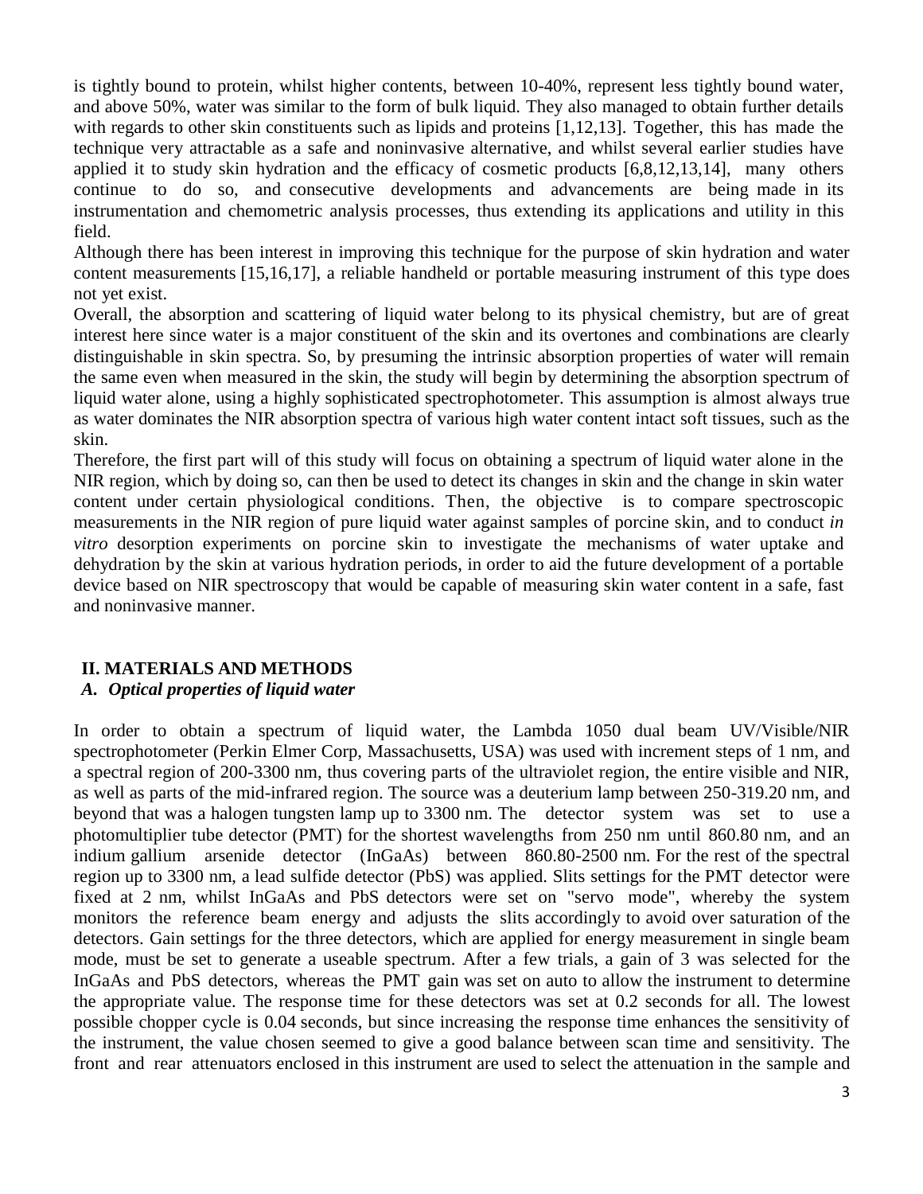is tightly bound to protein, whilst higher contents, between 10-40%, represent less tightly bound water, and above 50%, water was similar to the form of bulk liquid. They also managed to obtain further details with regards to other skin constituents such as lipids and proteins [1,12,13]. Together, this has made the technique very attractable as a safe and noninvasive alternative, and whilst several earlier studies have applied it to study skin hydration and the efficacy of cosmetic products [6,8,12,13,14], many others continue to do so, and consecutive developments and advancements are being made in its instrumentation and chemometric analysis processes, thus extending its applications and utility in this field.

Although there has been interest in improving this technique for the purpose of skin hydration and water content measurements [15,16,17], a reliable handheld or portable measuring instrument of this type does not yet exist.

Overall, the absorption and scattering of liquid water belong to its physical chemistry, but are of great interest here since water is a major constituent of the skin and its overtones and combinations are clearly distinguishable in skin spectra. So, by presuming the intrinsic absorption properties of water will remain the same even when measured in the skin, the study will begin by determining the absorption spectrum of liquid water alone, using a highly sophisticated spectrophotometer. This assumption is almost always true as water dominates the NIR absorption spectra of various high water content intact soft tissues, such as the skin.

Therefore, the first part will of this study will focus on obtaining a spectrum of liquid water alone in the NIR region, which by doing so, can then be used to detect its changes in skin and the change in skin water content under certain physiological conditions. Then, the objective is to compare spectroscopic measurements in the NIR region of pure liquid water against samples of porcine skin, and to conduct *in vitro* desorption experiments on porcine skin to investigate the mechanisms of water uptake and dehydration by the skin at various hydration periods, in order to aid the future development of a portable device based on NIR spectroscopy that would be capable of measuring skin water content in a safe, fast and noninvasive manner.

## II. MATERIALS AND METHODS

### *A. Optical properties of liquid water*

In order to obtain a spectrum of liquid water, the Lambda 1050 dual beam UV/Visible/NIR spectrophotometer (Perkin Elmer Corp, Massachusetts, USA) was used with increment steps of 1 nm, and a spectral region of 200-3300 nm, thus covering parts of the ultraviolet region, the entire visible and NIR, as well as parts of the mid-infrared region. The source was a deuterium lamp between 250-319.20 nm, and beyond that was a halogen tungsten lamp up to 3300 nm. The detector system was set to use a photomultiplier tube detector (PMT) for the shortest wavelengths from 250 nm until 860.80 nm, and an indium gallium arsenide detector (InGaAs) between 860.80-2500 nm. For the rest of the spectral region up to 3300 nm, a lead sulfide detector (PbS) was applied. Slits settings for the PMT detector were fixed at 2 nm, whilst InGaAs and PbS detectors were set on "servo mode", whereby the system monitors the reference beam energy and adjusts the slits accordingly to avoid over saturation of the detectors. Gain settings for the three detectors, which are applied for energy measurement in single beam mode, must be set to generate a useable spectrum. After a few trials, a gain of 3 was selected for the InGaAs and PbS detectors, whereas the PMT gain was set on auto to allow the instrument to determine the appropriate value. The response time for these detectors was set at 0.2 seconds for all. The lowest possible chopper cycle is 0.04 seconds, but since increasing the response time enhances the sensitivity of the instrument, the value chosen seemed to give a good balance between scan time and sensitivity. The front and rear attenuators enclosed in this instrument are used to select the attenuation in the sample and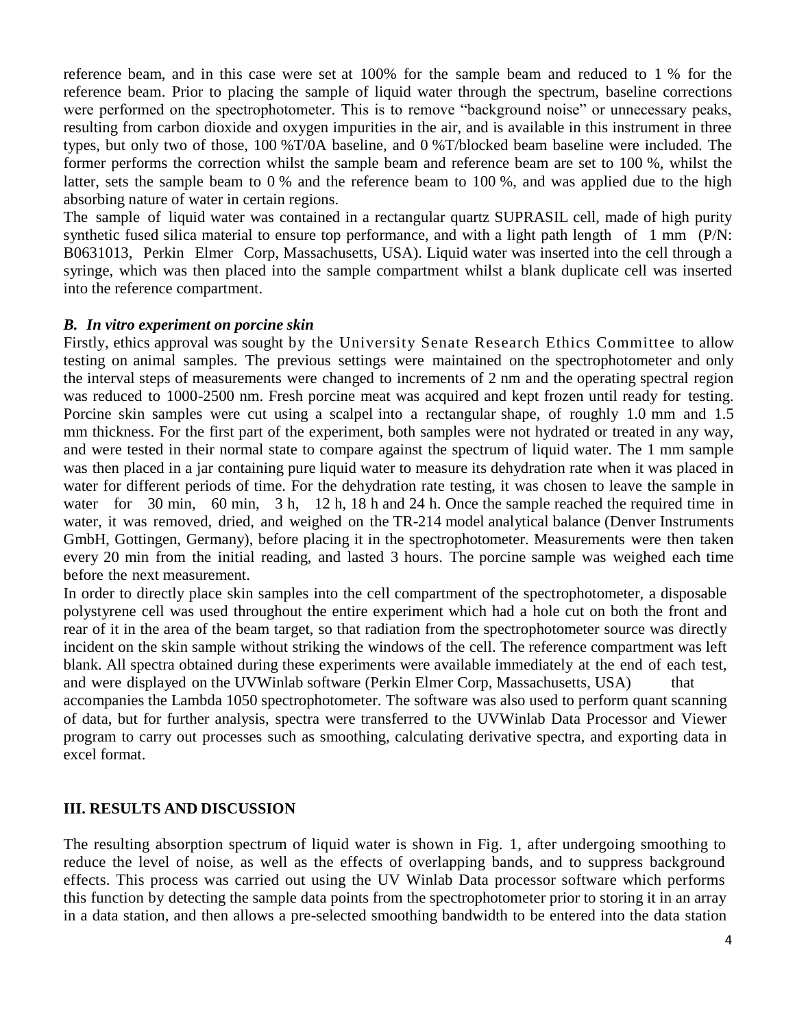reference beam, and in this case were set at 100% for the sample beam and reduced to 1 % for the reference beam. Prior to placing the sample of liquid water through the spectrum, baseline corrections were performed on the spectrophotometer. This is to remove "background noise" or unnecessary peaks, resulting from carbon dioxide and oxygen impurities in the air, and is available in this instrument in three types, but only two of those, 100 %T/0A baseline, and 0 %T/blocked beam baseline were included. The former performs the correction whilst the sample beam and reference beam are set to 100 %, whilst the latter, sets the sample beam to 0 % and the reference beam to 100 %, and was applied due to the high absorbing nature of water in certain regions.

The sample of liquid water was contained in a rectangular quartz SUPRASIL cell, made of high purity synthetic fused silica material to ensure top performance, and with a light path length of 1 mm (P/N: B0631013, Perkin Elmer Corp, Massachusetts, USA). Liquid water was inserted into the cell through a syringe, which was then placed into the sample compartment whilst a blank duplicate cell was inserted into the reference compartment.

### *B. In vitro experiment on porcine skin*

Firstly, ethics approval was sought by the University Senate Research Ethics Committee to allow testing on animal samples. The previous settings were maintained on the spectrophotometer and only the interval steps of measurements were changed to increments of 2 nm and the operating spectral region was reduced to 1000-2500 nm. Fresh porcine meat was acquired and kept frozen until ready for testing. Porcine skin samples were cut using a scalpel into a rectangular shape, of roughly 1.0 mm and 1.5 mm thickness. For the first part of the experiment, both samples were not hydrated or treated in any way, and were tested in their normal state to compare against the spectrum of liquid water. The 1 mm sample was then placed in a jar containing pure liquid water to measure its dehydration rate when it was placed in water for different periods of time. For the dehydration rate testing, it was chosen to leave the sample in water for 30 min, 60 min, 3 h, 12 h, 18 h and 24 h. Once the sample reached the required time in water, it was removed, dried, and weighed on the TR-214 model analytical balance (Denver Instruments GmbH, Gottingen, Germany), before placing it in the spectrophotometer. Measurements were then taken every 20 min from the initial reading, and lasted 3 hours. The porcine sample was weighed each time before the next measurement.

In order to directly place skin samples into the cell compartment of the spectrophotometer, a disposable polystyrene cell was used throughout the entire experiment which had a hole cut on both the front and rear of it in the area of the beam target, so that radiation from the spectrophotometer source was directly incident on the skin sample without striking the windows of the cell. The reference compartment was left blank. All spectra obtained during these experiments were available immediately at the end of each test, and were displayed on the UVWinlab software (Perkin Elmer Corp, Massachusetts, USA) that accompanies the Lambda 1050 spectrophotometer. The software was also used to perform quant scanning of data, but for further analysis, spectra were transferred to the UVWinlab Data Processor and Viewer program to carry out processes such as smoothing, calculating derivative spectra, and exporting data in excel format.

## III. RESULTS AND DISCUSSION

The resulting absorption spectrum of liquid water is shown in Fig. 1, after undergoing smoothing to reduce the level of noise, as well as the effects of overlapping bands, and to suppress background effects. This process was carried out using the UV Winlab Data processor software which performs this function by detecting the sample data points from the spectrophotometer prior to storing it in an array in a data station, and then allows a pre-selected smoothing bandwidth to be entered into the data station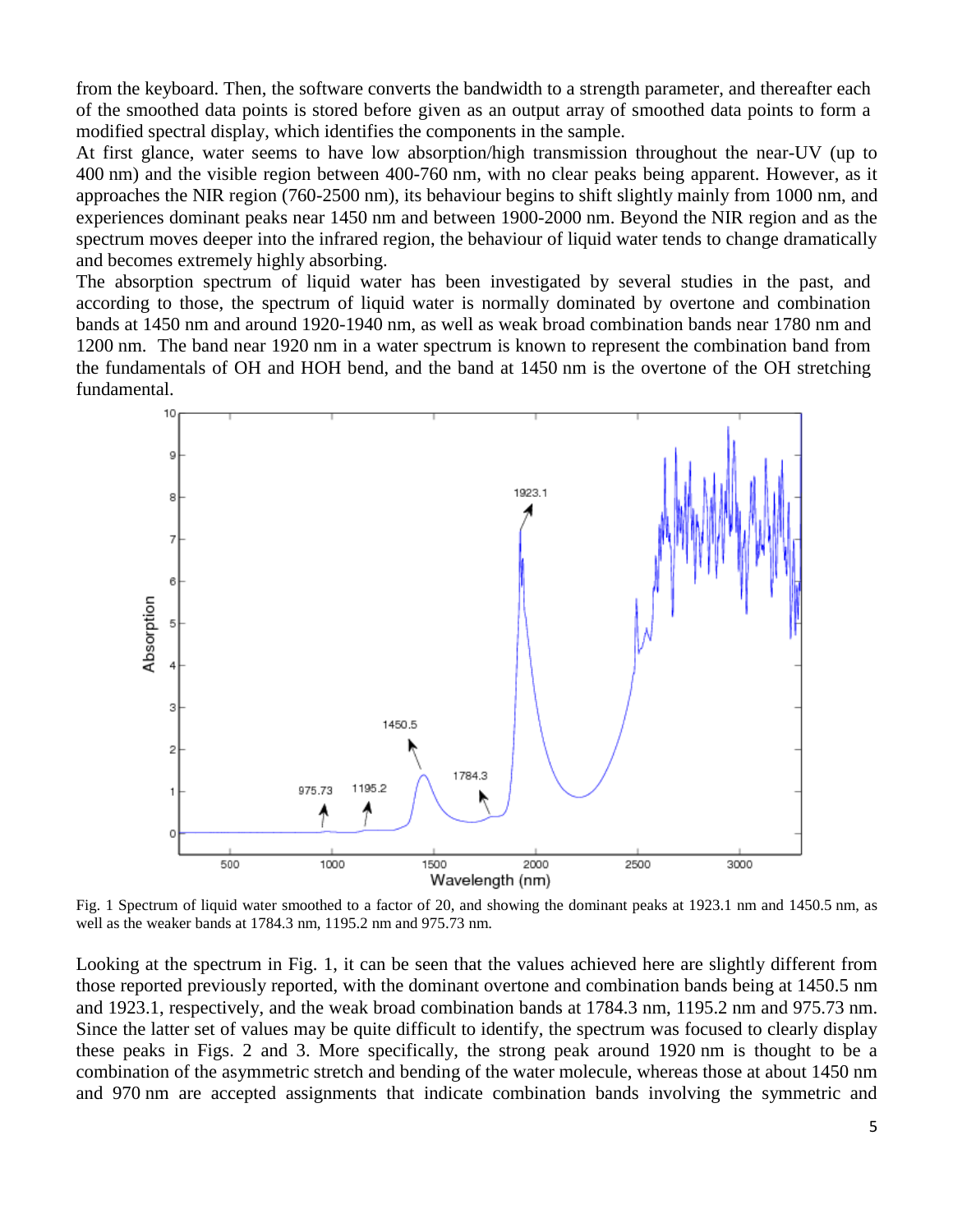from the keyboard. Then, the software converts the bandwidth to a strength parameter, and thereafter each of the smoothed data points is stored before given as an output array of smoothed data points to form a modified spectral display, which identifies the components in the sample.

At first glance, water seems to have low absorption/high transmission throughout the near-UV (up to 400 nm) and the visible region between 400-760 nm, with no clear peaks being apparent. However, as it approaches the NIR region (760-2500 nm), its behaviour begins to shift slightly mainly from 1000 nm, and experiences dominant peaks near 1450 nm and between 1900-2000 nm. Beyond the NIR region and as the spectrum moves deeper into the infrared region, the behaviour of liquid water tends to change dramatically and becomes extremely highly absorbing.

The absorption spectrum of liquid water has been investigated by several studies in the past, and according to those, the spectrum of liquid water is normally dominated by overtone and combination bands at 1450 nm and around 1920-1940 nm, as well as weak broad combination bands near 1780 nm and 1200 nm. The band near 1920 nm in a water spectrum is known to represent the combination band from the fundamentals of OH and HOH bend, and the band at 1450 nm is the overtone of the OH stretching fundamental.

Fig. 1 Spectrum of liquid water smoothed to a factor of 20, and showing the dominant peaks at 1923.1 nm and 1450.5 nm, as well as the weaker bands at 1784.3 nm, 1195.2 nm and 975.73 nm.

Looking at the spectrum in Fig. 1, it can be seen that the values achieved here are slightly different from those reported previously reported, with the dominant overtone and combination bands being at 1450.5 nm and 1923.1, respectively, and the weak broad combination bands at 1784.3 nm, 1195.2 nm and 975.73 nm. Since the latter set of values may be quite difficult to identify, the spectrum was focused to clearly display these peaks in Figs. 2 and 3. More specifically, the strong peak around 1920 nm is thought to be a combination of the asymmetric stretch and bending of the water molecule, whereas those at about 1450 nm and 970 nm are accepted assignments that indicate combination bands involving the symmetric and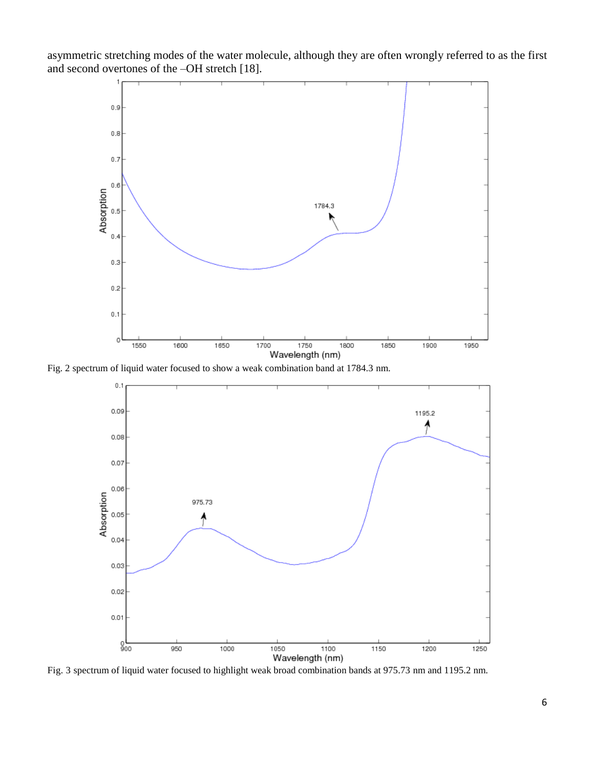asymmetric stretching modes of the water molecule, although they are often wrongly referred to as the first and second overtones of the –OH stretch [18].

Fig. 2 spectrum of liquid water focused to show a weak combination band at 1784.3 nm.

Fig. 3 spectrum of liquid water focused to highlight weak broad combination bands at 975.73 nm and 1195.2 nm.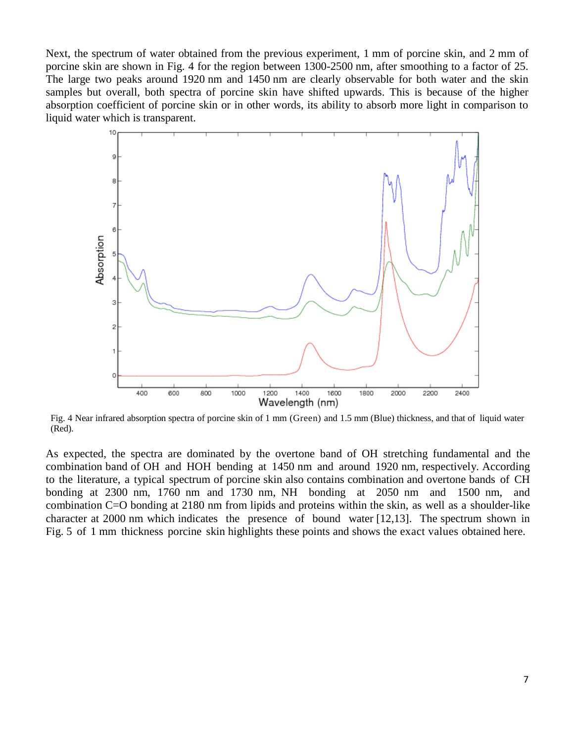Next, the spectrum of water obtained from the previous experiment, 1 mm of porcine skin, and 2 mm of porcine skin are shown in Fig. 4 for the region between 1300-2500 nm, after smoothing to a factor of 25. The large two peaks around 1920 nm and 1450 nm are clearly observable for both water and the skin samples but overall, both spectra of porcine skin have shifted upwards. This is because of the higher absorption coefficient of porcine skin or in other words, its ability to absorb more light in comparison to liquid water which is transparent.

Fig. 4 Near infrared absorption spectra of porcine skin of 1 mm (Green) and 1.5 mm (Blue) thickness, and that of liquid water (Red).

As expected, the spectra are dominated by the overtone band of OH stretching fundamental and the combination band of OH and HOH bending at 1450 nm and around 1920 nm, respectively. According to the literature, a typical spectrum of porcine skin also contains combination and overtone bands of CH bonding at 2300 nm, 1760 nm and 1730 nm, NH bonding at 2050 nm and 1500 nm, and combination C=O bonding at 2180 nm from lipids and proteins within the skin, as well as a shoulder-like character at 2000 nm which indicates the presence of bound water [12,13]. The spectrum shown in Fig. 5 of 1 mm thickness porcine skin highlights these points and shows the exact values obtained here.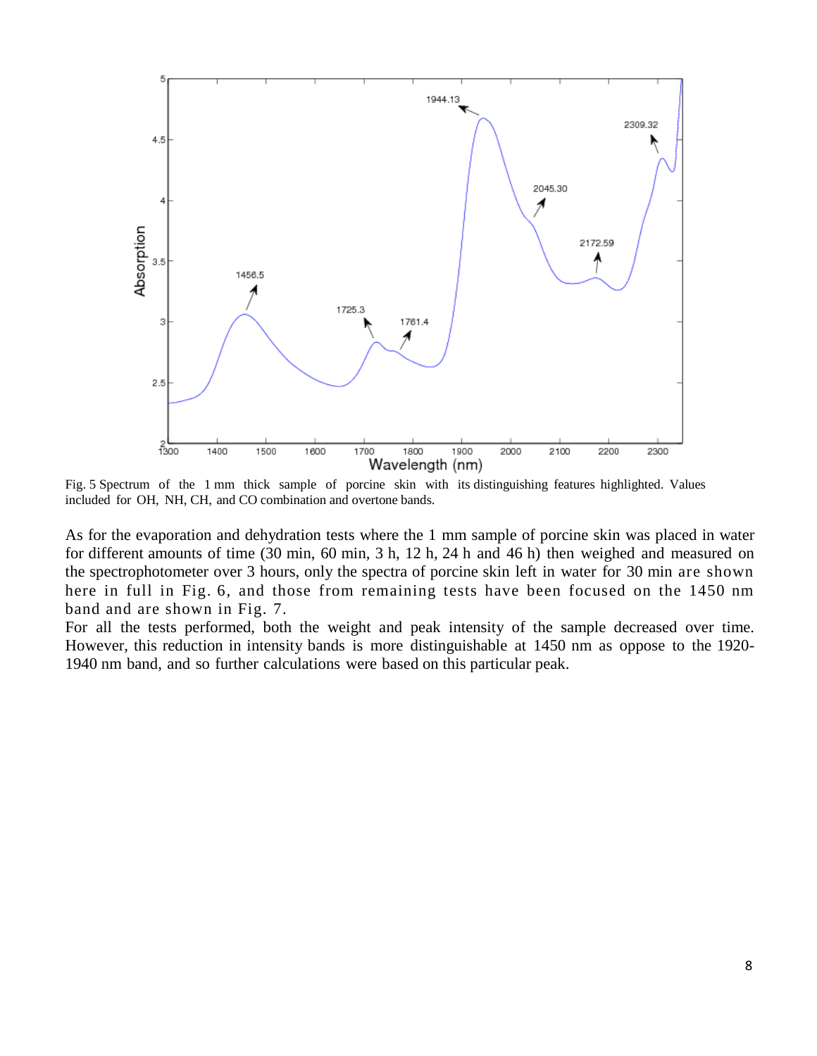Fig. 5 Spectrum of the 1 mm thick sample of porcine skin with its distinguishing features highlighted. Values included for OH, NH, CH, and CO combination and overtone bands.

As for the evaporation and dehydration tests where the 1 mm sample of porcine skin was placed in water for different amounts of time (30 min, 60 min, 3 h, 12 h, 24 h and 46 h) then weighed and measured on the spectrophotometer over 3 hours, only the spectra of porcine skin left in water for 30 min are shown here in full in Fig. 6, and those from remaining tests have been focused on the 1450 nm band and are shown in Fig. 7.

For all the tests performed, both the weight and peak intensity of the sample decreased over time. However, this reduction in intensity bands is more distinguishable at 1450 nm as oppose to the 1920-1940 nm band, and so further calculations were based on this particular peak.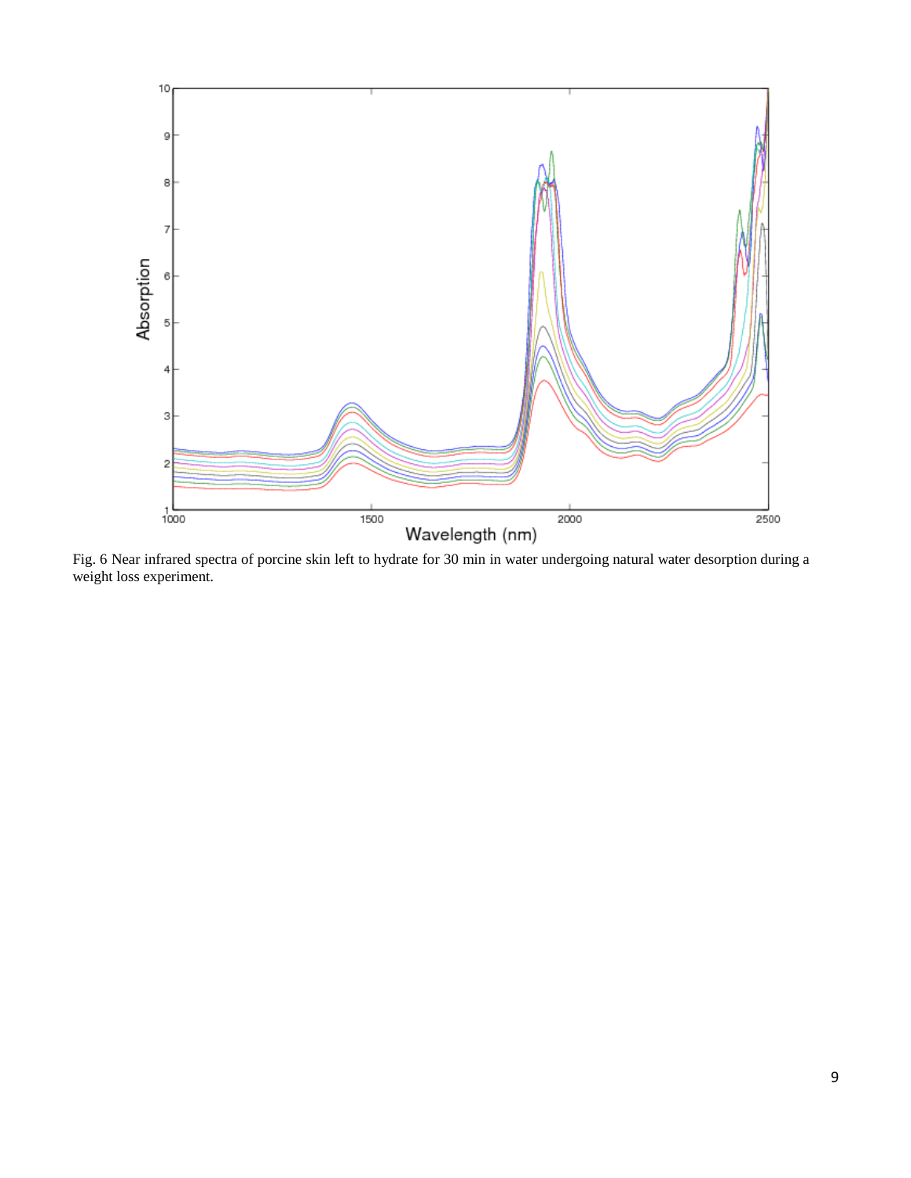Fig. 6 Near infrared spectra of porcine skin left to hydrate for 30 min in water undergoing natural water desorption during a weight loss experiment.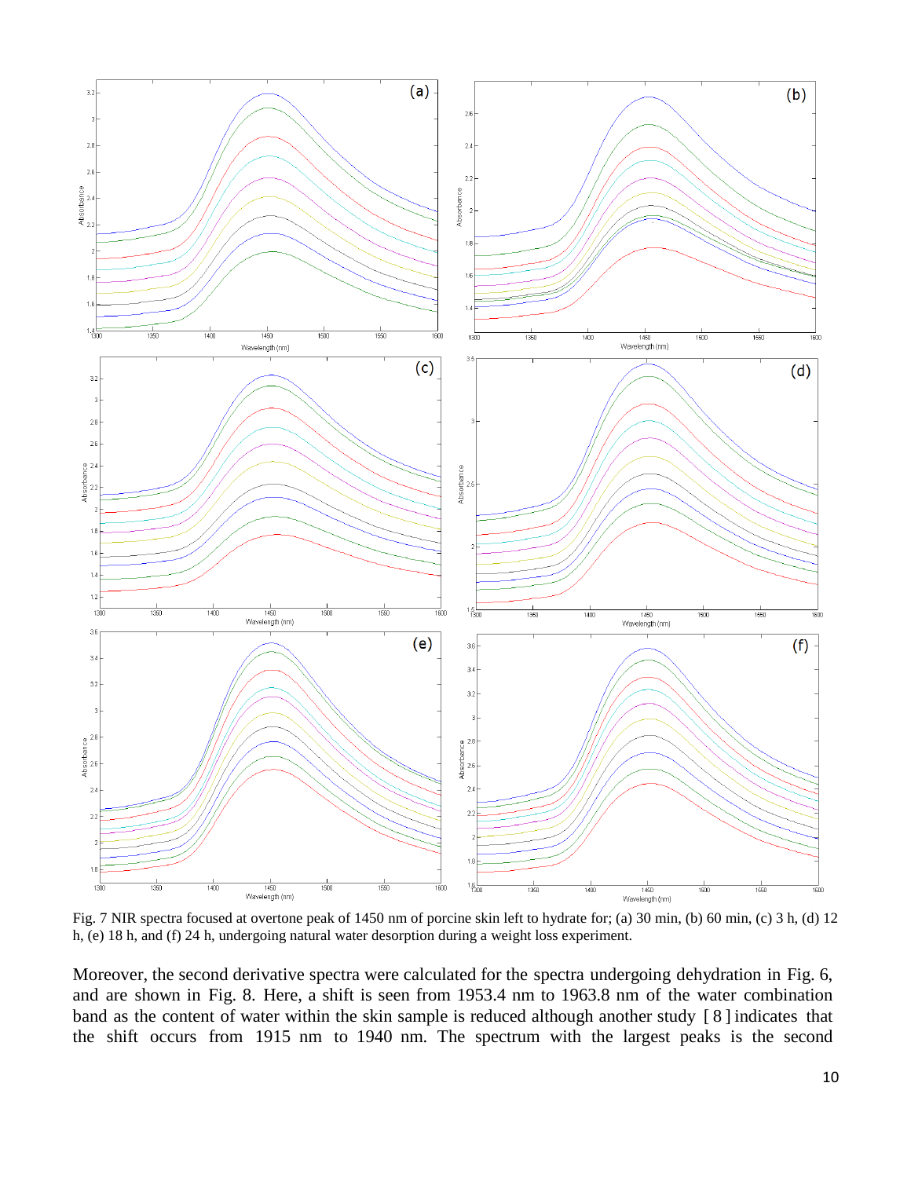Fig. 7 NIR spectra focused at overtone peak of 1450 nm of porcine skin left to hydrate for; (a) 30 min, (b) 60 min, (c) 3 h, (d) 12 h, (e) 18 h, and (f) 24 h, undergoing natural water desorption during a weight loss experiment.

Moreover, the second derivative spectra were calculated for the spectra undergoing dehydration in Fig. 6, and are shown in Fig. 8. Here, a shift is seen from 1953.4 nm to 1963.8 nm of the water combination band as the content of water within the skin sample is reduced although another study [ 8 ] indicates that the shift occurs from 1915 nm to 1940 nm. The spectrum with the largest peaks is the second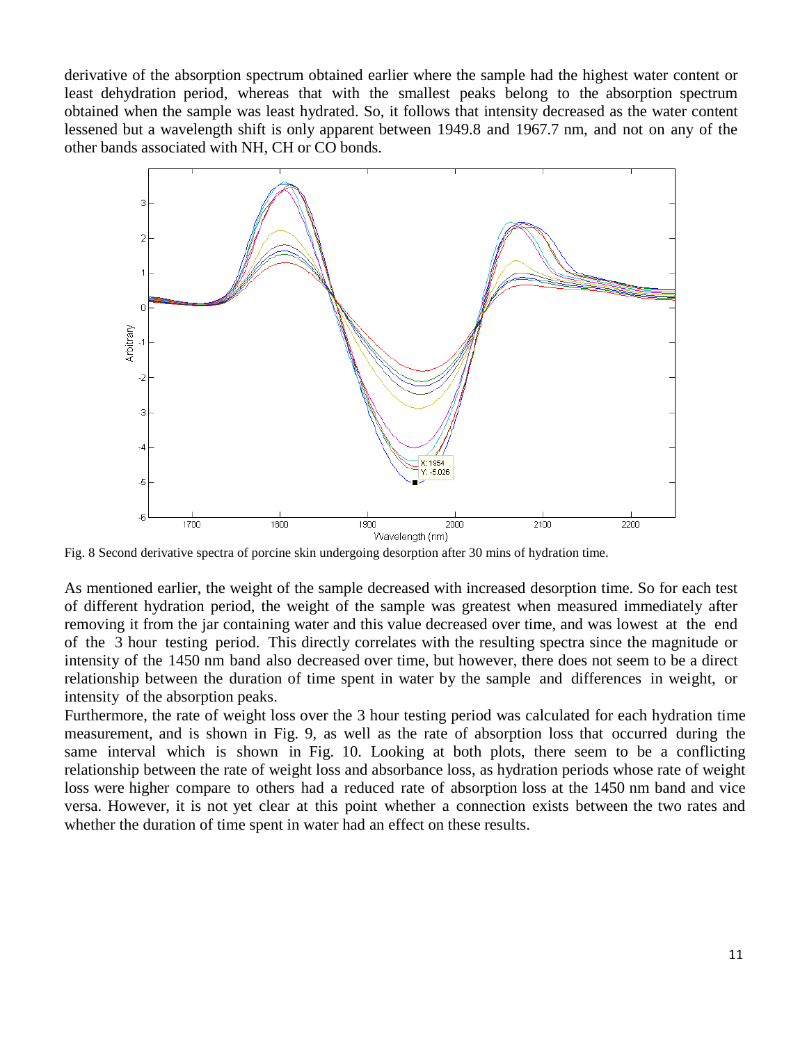derivative of the absorption spectrum obtained earlier where the sample had the highest water content or least dehydration period, whereas that with the smallest peaks belong to the absorption spectrum obtained when the sample was least hydrated. So, it follows that intensity decreased as the water content lessened but a wavelength shift is only apparent between 1949.8 and 1967.7 nm, and not on any of the other bands associated with NH, CH or CO bonds.

Fig. 8 Second derivative spectra of porcine skin undergoing desorption after 30 mins of hydration time.

As mentioned earlier, the weight of the sample decreased with increased desorption time. So for each test of different hydration period, the weight of the sample was greatest when measured immediately after removing it from the jar containing water and this value decreased over time, and was lowest at the end of the 3 hour testing period. This directly correlates with the resulting spectra since the magnitude or intensity of the 1450 nm band also decreased over time, but however, there does not seem to be a direct relationship between the duration of time spent in water by the sample and differences in weight, or intensity of the absorption peaks.

Furthermore, the rate of weight loss over the 3 hour testing period was calculated for each hydration time measurement, and is shown in Fig. 9, as well as the rate of absorption loss that occurred during the same interval which is shown in Fig. 10. Looking at both plots, there seem to be a conflicting relationship between the rate of weight loss and absorbance loss, as hydration periods whose rate of weight loss were higher compare to others had a reduced rate of absorption loss at the 1450 nm band and vice versa. However, it is not yet clear at this point whether a connection exists between the two rates and whether the duration of time spent in water had an effect on these results.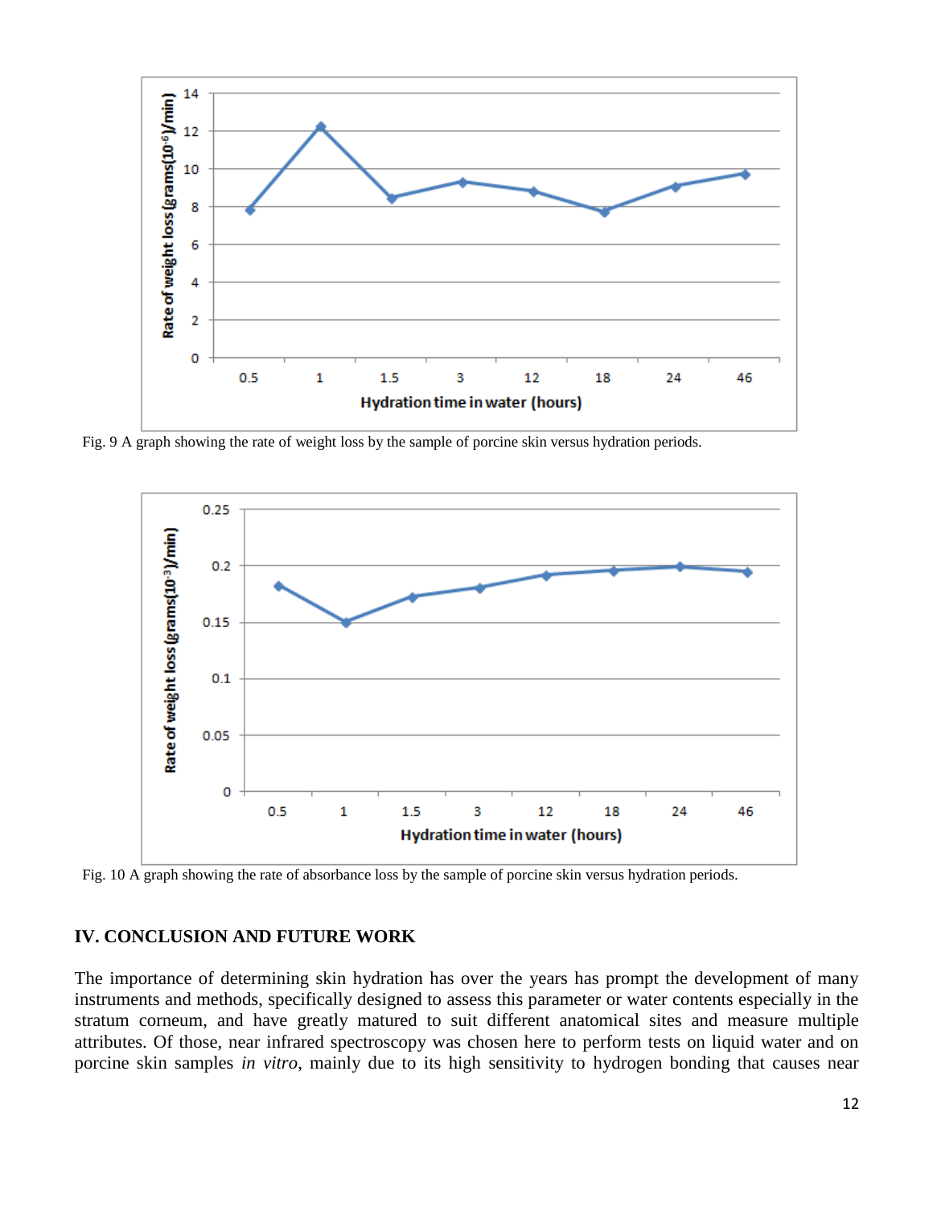Fig. 9 A graph showing the rate of weight loss by the sample of porcine skin versus hydration periods.

Fig. 10 A graph showing the rate of absorbance loss by the sample of porcine skin versus hydration periods.

## IV. CONCLUSION AND FUTURE WORK

The importance of determining skin hydration has over the years has prompt the development of many instruments and methods, specifically designed to assess this parameter or water contents especially in the stratum corneum, and have greatly matured to suit different anatomical sites and measure multiple attributes. Of those, near infrared spectroscopy was chosen here to perform tests on liquid water and on porcine skin samples *in vitro*, mainly due to its high sensitivity to hydrogen bonding that causes near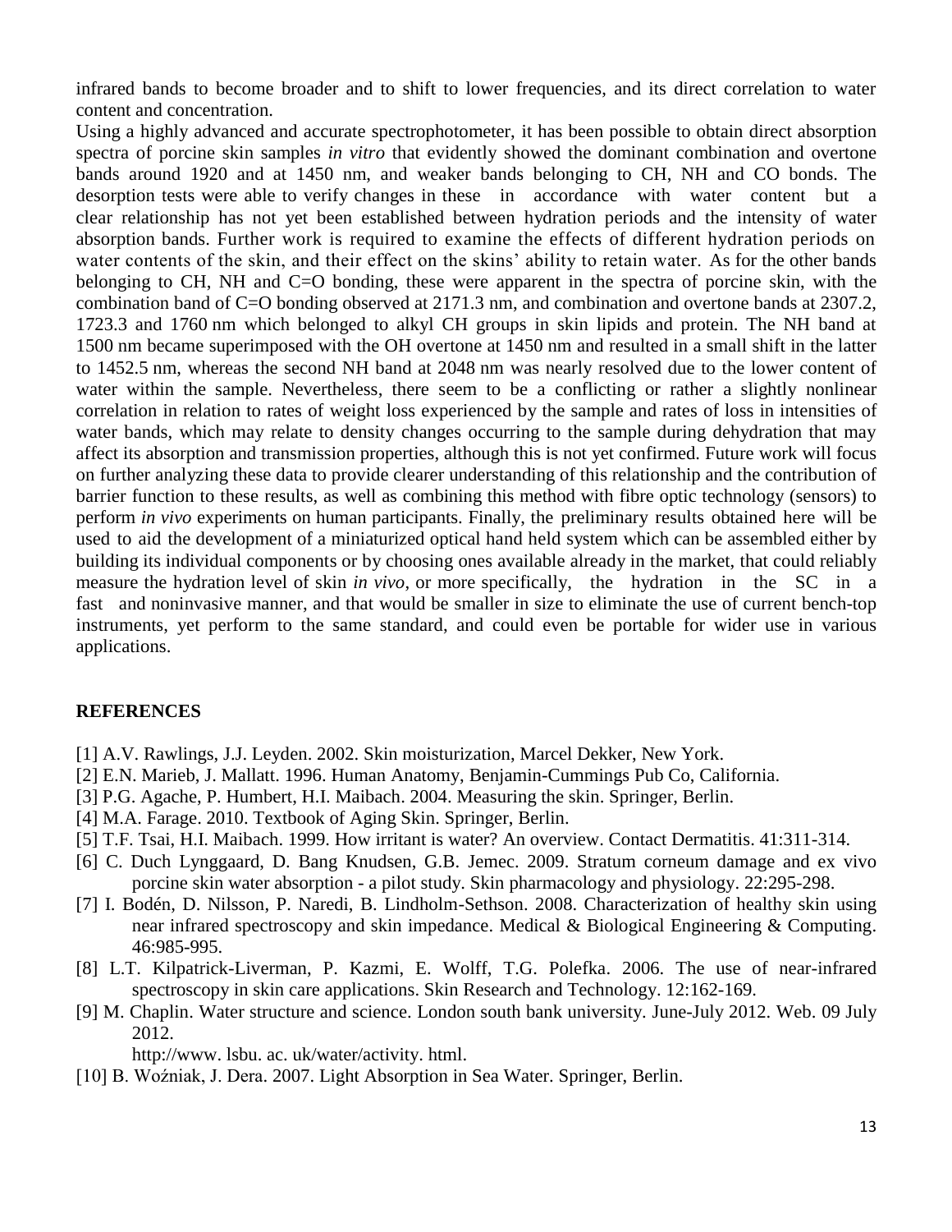infrared bands to become broader and to shift to lower frequencies, and its direct correlation to water content and concentration.

Using a highly advanced and accurate spectrophotometer, it has been possible to obtain direct absorption spectra of porcine skin samples *in vitro* that evidently showed the dominant combination and overtone bands around 1920 and at 1450 nm, and weaker bands belonging to CH, NH and CO bonds. The desorption tests were able to verify changes in these in accordance with water content but a clear relationship has not yet been established between hydration periods and the intensity of water absorption bands. Further work is required to examine the effects of different hydration periods on water contents of the skin, and their effect on the skins' ability to retain water. As for the other bands belonging to CH, NH and C=O bonding, these were apparent in the spectra of porcine skin, with the combination band of C=O bonding observed at 2171.3 nm, and combination and overtone bands at 2307.2, 1723.3 and 1760 nm which belonged to alkyl CH groups in skin lipids and protein. The NH band at 1500 nm became superimposed with the OH overtone at 1450 nm and resulted in a small shift in the latter to 1452.5 nm, whereas the second NH band at 2048 nm was nearly resolved due to the lower content of water within the sample. Nevertheless, there seem to be a conflicting or rather a slightly nonlinear correlation in relation to rates of weight loss experienced by the sample and rates of loss in intensities of water bands, which may relate to density changes occurring to the sample during dehydration that may affect its absorption and transmission properties, although this is not yet confirmed. Future work will focus on further analyzing these data to provide clearer understanding of this relationship and the contribution of barrier function to these results, as well as combining this method with fibre optic technology (sensors) to perform *in vivo* experiments on human participants. Finally, the preliminary results obtained here will be used to aid the development of a miniaturized optical hand held system which can be assembled either by building its individual components or by choosing ones available already in the market, that could reliably measure the hydration level of skin *in vivo*, or more specifically, the hydration in the SC in a fast and noninvasive manner, and that would be smaller in size to eliminate the use of current bench-top instruments, yet perform to the same standard, and could even be portable for wider use in various applications.

## REFERENCES

[1] A.V. Rawlings, J.J. Leyden. 2002. Skin moisturization, Marcel Dekker, New York.

[2] E.N. Marieb, J. Mallatt. 1996. Human Anatomy, Benjamin-Cummings Pub Co, California.

[3] P.G. Agache, P. Humbert, H.I. Maibach. 2004. Measuring the skin. Springer, Berlin.

[4] M.A. Farage. 2010. Textbook of Aging Skin. Springer, Berlin.

[5] T.F. Tsai, H.I. Maibach. 1999. How irritant is water? An overview. Contact Dermatitis. 41:311-314.

[6] C. Duch Lynggaard, D. Bang Knudsen, G.B. Jemec. 2009. Stratum corneum damage and ex vivo porcine skin water absorption - a pilot study. Skin pharmacology and physiology. 22:295-298.

[7] I. Bodén, D. Nilsson, P. Naredi, B. Lindholm-Sethson. 2008. Characterization of healthy skin using near infrared spectroscopy and skin impedance. Medical & Biological Engineering & Computing. 46:985-995.

[8] L.T. Kilpatrick-Liverman, P. Kazmi, E. Wolff, T.G. Polefka. 2006. The use of near-infrared spectroscopy in skin care applications. Skin Research and Technology. 12:162-169.

[9] M. Chaplin. Water structure and science. London south bank university. June-July 2012. Web. 09 July 2012.
http://www. lsbu. ac. uk/water/activity. html.

[10] B. Woźniak, J. Dera. 2007. Light Absorption in Sea Water. Springer, Berlin.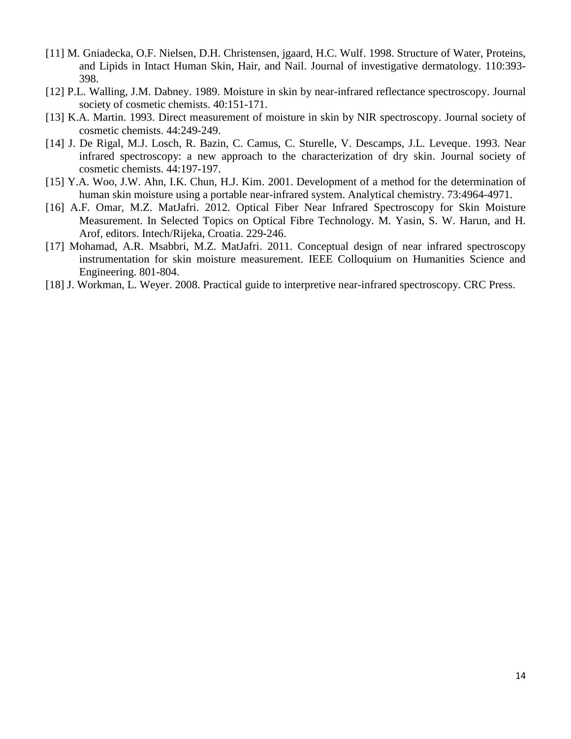[11] M. Gniadecka, O.F. Nielsen, D.H. Christensen, jgaard, H.C. Wulf. 1998. Structure of Water, Proteins, and Lipids in Intact Human Skin, Hair, and Nail. Journal of investigative dermatology. 110:393-398.

[12] P.L. Walling, J.M. Dabney. 1989. Moisture in skin by near-infrared reflectance spectroscopy. Journal society of cosmetic chemists. 40:151-171.

[13] K.A. Martin. 1993. Direct measurement of moisture in skin by NIR spectroscopy. Journal society of cosmetic chemists. 44:249-249.

[14] J. De Rigal, M.J. Losch, R. Bazin, C. Camus, C. Sturelle, V. Descamps, J.L. Leveque. 1993. Near infrared spectroscopy: a new approach to the characterization of dry skin. Journal society of cosmetic chemists. 44:197-197.

[15] Y.A. Woo, J.W. Ahn, I.K. Chun, H.J. Kim. 2001. Development of a method for the determination of human skin moisture using a portable near-infrared system. Analytical chemistry. 73:4964-4971.

[16] A.F. Omar, M.Z. MatJafri. 2012. Optical Fiber Near Infrared Spectroscopy for Skin Moisture Measurement. In Selected Topics on Optical Fibre Technology. M. Yasin, S. W. Harun, and H. Arof, editors. Intech/Rijeka, Croatia. 229-246.

[17] Mohamad, A.R. Msabbri, M.Z. MatJafri. 2011. Conceptual design of near infrared spectroscopy instrumentation for skin moisture measurement. IEEE Colloquium on Humanities Science and Engineering. 801-804.

[18] J. Workman, L. Weyer. 2008. Practical guide to interpretive near-infrared spectroscopy. CRC Press.